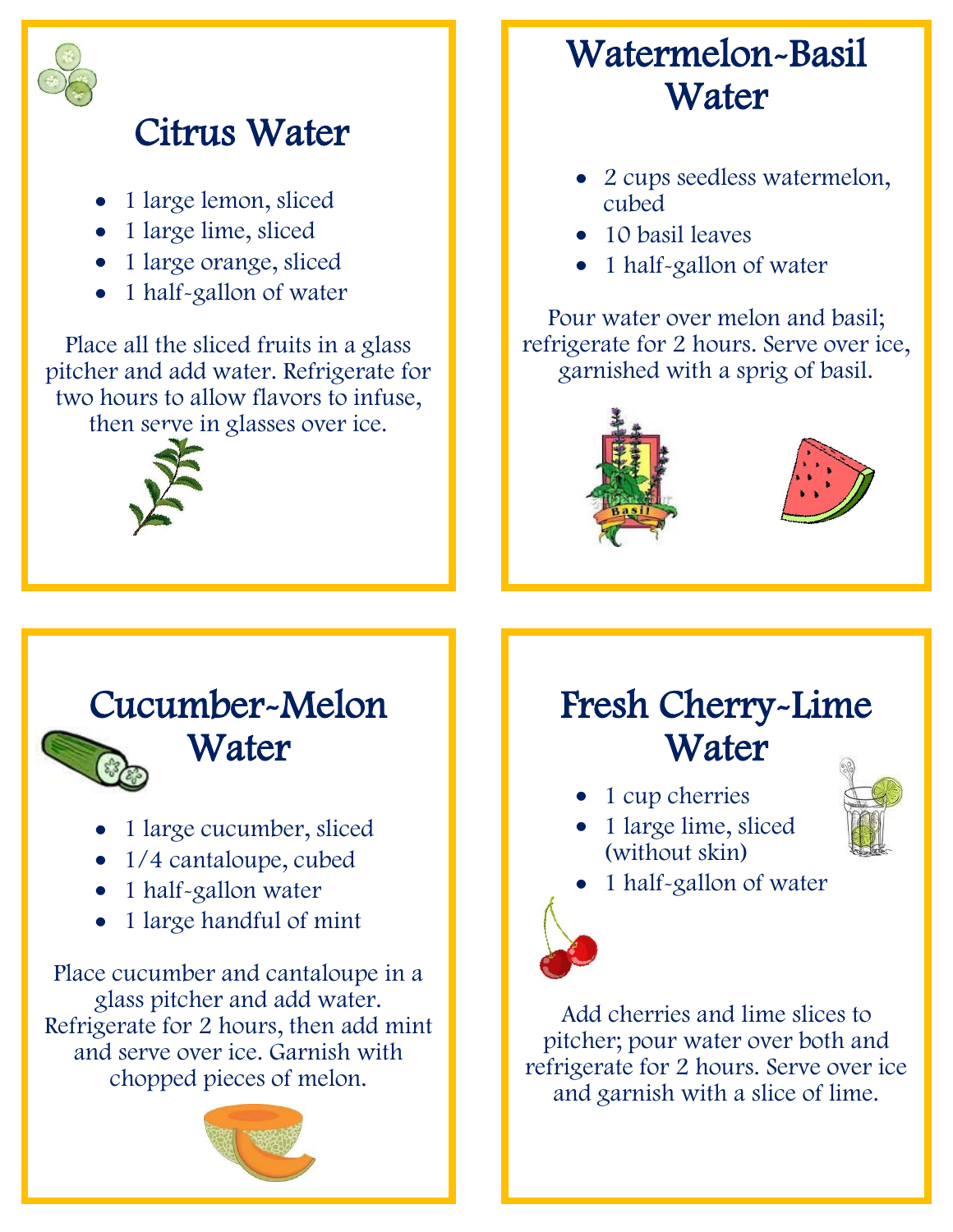## Citrus Water

- 1 large lemon, sliced
- 1 large lime, sliced
- 1 large orange, sliced
- 1 half-gallon of water

Place all the sliced fruits in a glass pitcher and add water. Refrigerate for two hours to allow flavors to infuse, then serve in glasses over ice.

## Watermelon-Basil Water

- 2 cups seedless watermelon, cubed
- 10 basil leaves
- 1 half-gallon of water

Pour water over melon and basil; refrigerate for 2 hours. Serve over ice, garnished with a sprig of basil.

## Cucumber-Melon Water

- 1 large cucumber, sliced
- 1/4 cantaloupe, cubed
- 1 half-gallon water
- 1 large handful of mint

Place cucumber and cantaloupe in a glass pitcher and add water. Refrigerate for 2 hours, then add mint and serve over ice. Garnish with chopped pieces of melon.

## Fresh Cherry-Lime Water

- 1 cup cherries
- 1 large lime, sliced (without skin)
- 1 half-gallon of water

Add cherries and lime slices to pitcher; pour water over both and refrigerate for 2 hours. Serve over ice and garnish with a slice of lime.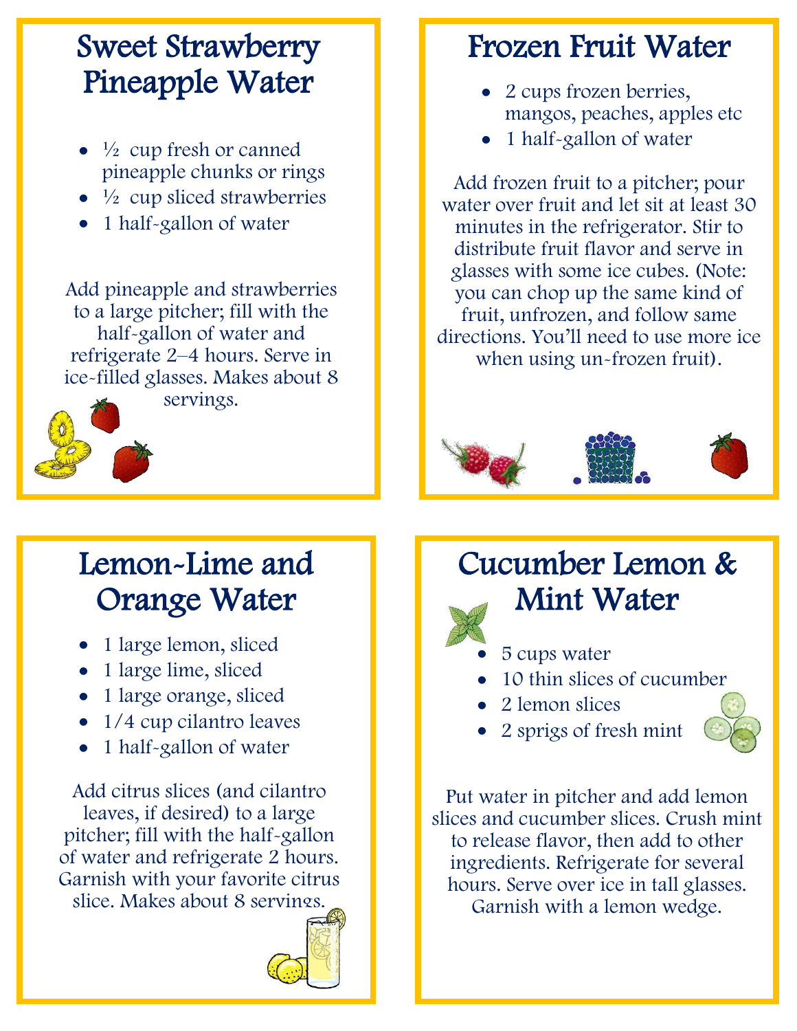## Sweet Strawberry Pineapple Water

- ½ cup fresh or canned pineapple chunks or rings
- ½ cup sliced strawberries
- 1 half-gallon of water

Add pineapple and strawberries to a large pitcher; fill with the half-gallon of water and refrigerate 2–4 hours. Serve in ice-filled glasses. Makes about 8 servings.

## Frozen Fruit Water

- 2 cups frozen berries, mangos, peaches, apples etc
- 1 half-gallon of water

Add frozen fruit to a pitcher; pour water over fruit and let sit at least 30 minutes in the refrigerator. Stir to distribute fruit flavor and serve in glasses with some ice cubes. (Note: you can chop up the same kind of fruit, unfrozen, and follow same directions. You'll need to use more ice when using un-frozen fruit).

## Lemon-Lime and Orange Water

- 1 large lemon, sliced
- 1 large lime, sliced
- 1 large orange, sliced
- 1/4 cup cilantro leaves
- 1 half-gallon of water

Add citrus slices (and cilantro leaves, if desired) to a large pitcher; fill with the half-gallon of water and refrigerate 2 hours. Garnish with your favorite citrus slice. Makes about 8 servings.

## Cucumber Lemon & Mint Water

- 5 cups water
- 10 thin slices of cucumber
- 2 lemon slices
- 2 sprigs of fresh mint

Put water in pitcher and add lemon slices and cucumber slices. Crush mint to release flavor, then add to other ingredients. Refrigerate for several hours. Serve over ice in tall glasses. Garnish with a lemon wedge.